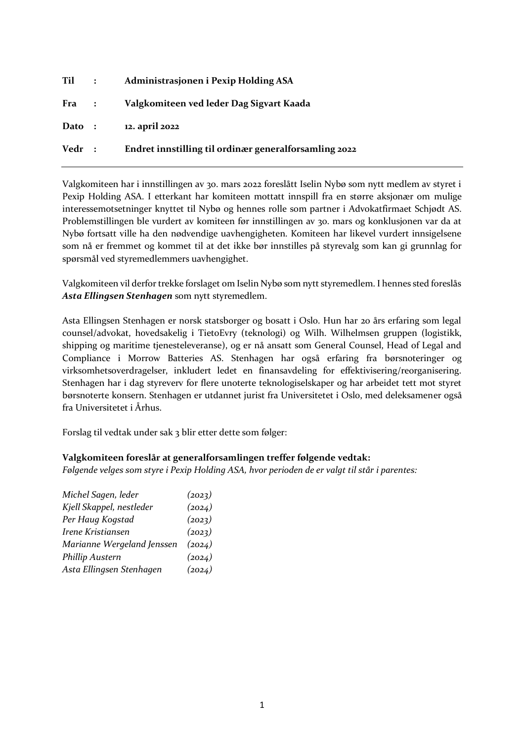| | | |
|---|---|---|
| **Til** | **:** | **Administrasjonen i Pexip Holding ASA** |
| **Fra** | **:** | **Valgkomiteen ved leder Dag Sigvart Kaada** |
| **Dato** | **:** | **12. april 2022** |
| **Vedr** | **:** | **Endret innstilling til ordinær generalforsamling 2022** |

---

Valgkomiteen har i innstillingen av 30. mars 2022 foreslått Iselin Nybø som nytt medlem av styret i Pexip Holding ASA. I etterkant har komiteen mottatt innspill fra en større aksjonær om mulige interessemotsetninger knyttet til Nybø og hennes rolle som partner i Advokatfirmaet Schjødt AS. Problemstillingen ble vurdert av komiteen før innstillingen av 30. mars og konklusjonen var da at Nybø fortsatt ville ha den nødvendige uavhengigheten. Komiteen har likevel vurdert innsigelsene som nå er fremmet og kommet til at det ikke bør innstilles på styrevalg som kan gi grunnlag for spørsmål ved styremedlemmers uavhengighet.

Valgkomiteen vil derfor trekke forslaget om Iselin Nybø som nytt styremedlem. I hennes sted foreslås ***Asta Ellingsen Stenhagen*** som nytt styremedlem.

Asta Ellingsen Stenhagen er norsk statsborger og bosatt i Oslo. Hun har 20 års erfaring som legal counsel/advokat, hovedsakelig i TietoEvry (teknologi) og Wilh. Wilhelmsen gruppen (logistikk, shipping og maritime tjenesteleveranse), og er nå ansatt som General Counsel, Head of Legal and Compliance i Morrow Batteries AS. Stenhagen har også erfaring fra børsnoteringer og virksomhetsoverdragelser, inkludert ledet en finansavdeling for effektivisering/reorganisering. Stenhagen har i dag styreverv for flere unoterte teknologiselskaper og har arbeidet tett mot styret børsnoterte konsern. Stenhagen er utdannet jurist fra Universitetet i Oslo, med deleksamener også fra Universitetet i Århus.

Forslag til vedtak under sak 3 blir etter dette som følger:

**Valgkomiteen foreslår at generalforsamlingen treffer følgende vedtak:**
*Følgende velges som styre i Pexip Holding ASA, hvor perioden de er valgt til står i parentes:*

| | |
|---|---|
| *Michel Sagen, leder* | *(2023)* |
| *Kjell Skappel, nestleder* | *(2024)* |
| *Per Haug Kogstad* | *(2023)* |
| *Irene Kristiansen* | *(2023)* |
| *Marianne Wergeland Jenssen* | *(2024)* |
| *Phillip Austern* | *(2024)* |
| *Asta Ellingsen Stenhagen* | *(2024)* |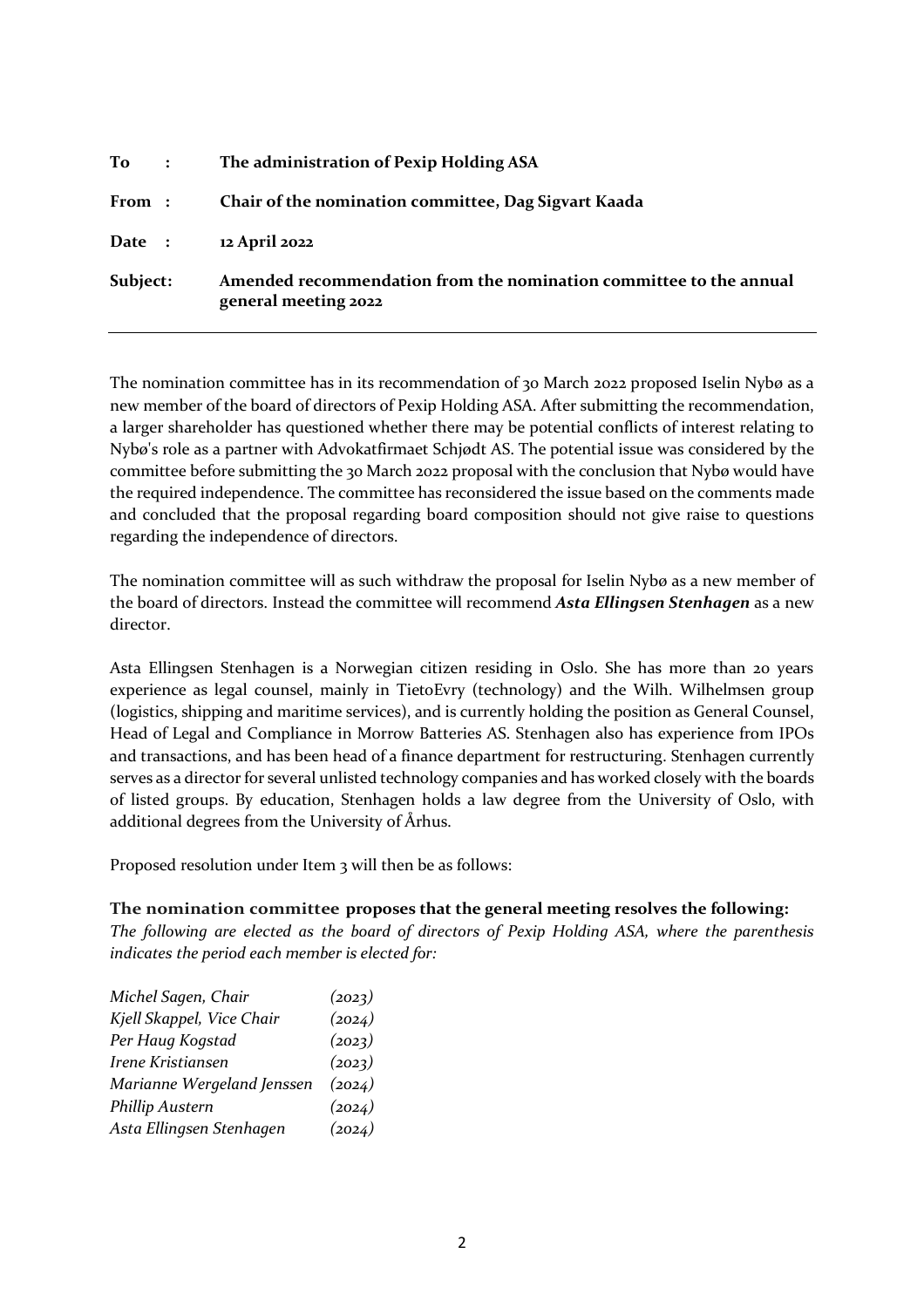| | |
|---|---|
| **To :** | **The administration of Pexip Holding ASA** |
| **From :** | **Chair of the nomination committee, Dag Sigvart Kaada** |
| **Date :** | **12 April 2022** |
| **Subject:** | **Amended recommendation from the nomination committee to the annual general meeting 2022** |

---

The nomination committee has in its recommendation of 30 March 2022 proposed Iselin Nybø as a new member of the board of directors of Pexip Holding ASA. After submitting the recommendation, a larger shareholder has questioned whether there may be potential conflicts of interest relating to Nybø's role as a partner with Advokatfirmaet Schjødt AS. The potential issue was considered by the committee before submitting the 30 March 2022 proposal with the conclusion that Nybø would have the required independence. The committee has reconsidered the issue based on the comments made and concluded that the proposal regarding board composition should not give raise to questions regarding the independence of directors.

The nomination committee will as such withdraw the proposal for Iselin Nybø as a new member of the board of directors. Instead the committee will recommend ***Asta Ellingsen Stenhagen*** as a new director.

Asta Ellingsen Stenhagen is a Norwegian citizen residing in Oslo. She has more than 20 years experience as legal counsel, mainly in TietoEvry (technology) and the Wilh. Wilhelmsen group (logistics, shipping and maritime services), and is currently holding the position as General Counsel, Head of Legal and Compliance in Morrow Batteries AS. Stenhagen also has experience from IPOs and transactions, and has been head of a finance department for restructuring. Stenhagen currently serves as a director for several unlisted technology companies and has worked closely with the boards of listed groups. By education, Stenhagen holds a law degree from the University of Oslo, with additional degrees from the University of Århus.

Proposed resolution under Item 3 will then be as follows:

**The nomination committee proposes that the general meeting resolves the following:**
*The following are elected as the board of directors of Pexip Holding ASA, where the parenthesis indicates the period each member is elected for:*

| | |
|---|---|
| *Michel Sagen, Chair* | *(2023)* |
| *Kjell Skappel, Vice Chair* | *(2024)* |
| *Per Haug Kogstad* | *(2023)* |
| *Irene Kristiansen* | *(2023)* |
| *Marianne Wergeland Jenssen* | *(2024)* |
| *Phillip Austern* | *(2024)* |
| *Asta Ellingsen Stenhagen* | *(2024)* |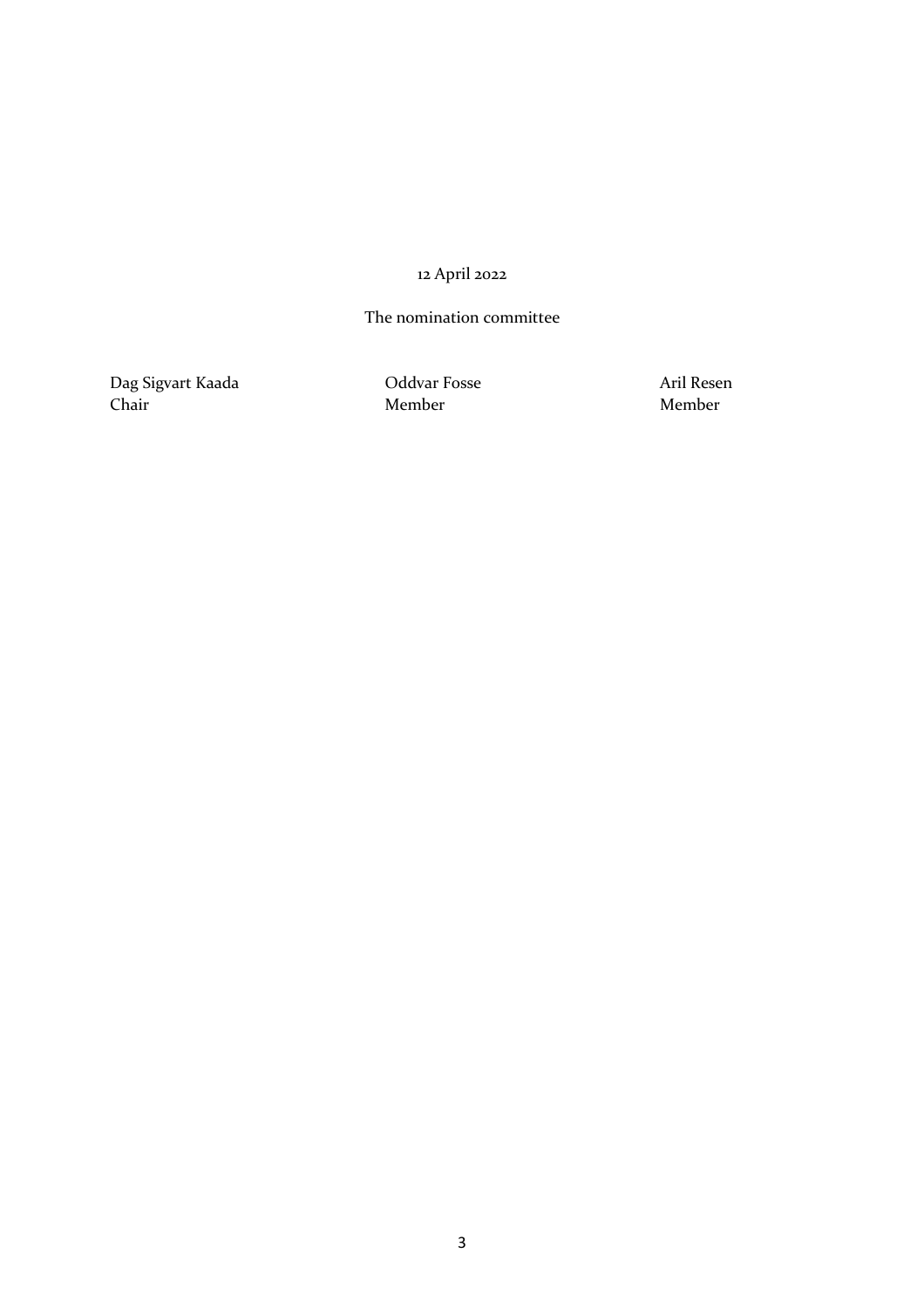12 April 2022

The nomination committee

| | | |
|---|---|---|
| Dag Sigvart Kaada | Oddvar Fosse | Aril Resen |
| Chair | Member | Member |